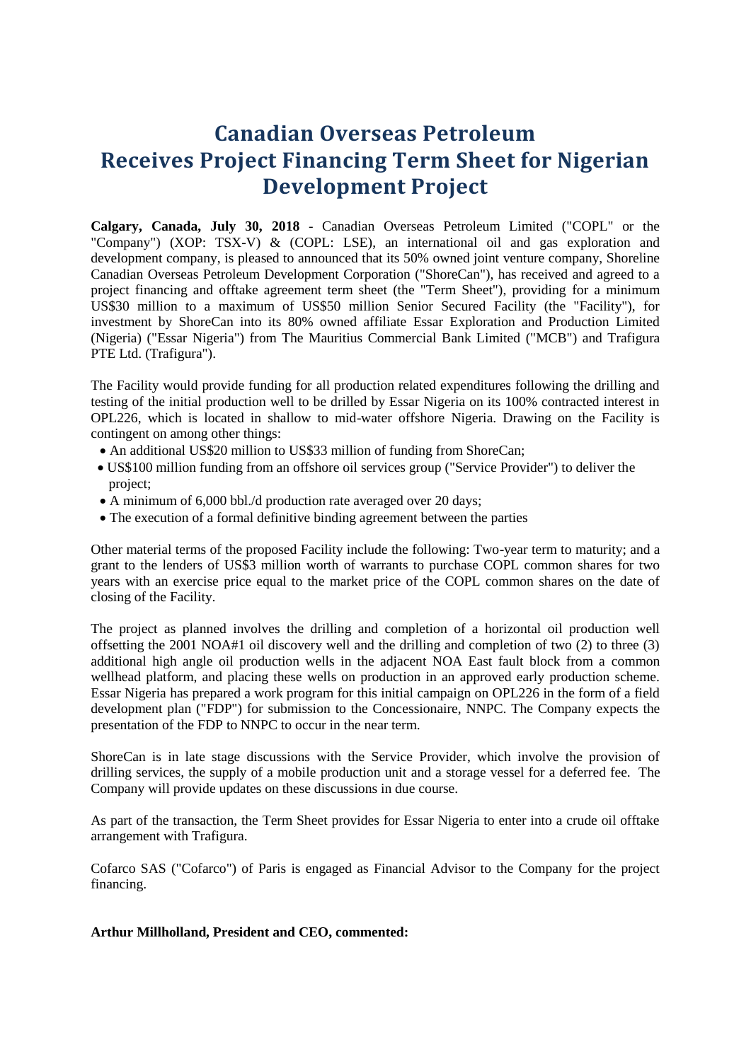# Canadian Overseas Petroleum Receives Project Financing Term Sheet for Nigerian Development Project

**Calgary, Canada, July 30, 2018** - Canadian Overseas Petroleum Limited ("COPL" or the "Company") (XOP: TSX-V) & (COPL: LSE), an international oil and gas exploration and development company, is pleased to announced that its 50% owned joint venture company, Shoreline Canadian Overseas Petroleum Development Corporation ("ShoreCan"), has received and agreed to a project financing and offtake agreement term sheet (the "Term Sheet"), providing for a minimum US$30 million to a maximum of US$50 million Senior Secured Facility (the "Facility"), for investment by ShoreCan into its 80% owned affiliate Essar Exploration and Production Limited (Nigeria) ("Essar Nigeria") from The Mauritius Commercial Bank Limited ("MCB") and Trafigura PTE Ltd. (Trafigura").

The Facility would provide funding for all production related expenditures following the drilling and testing of the initial production well to be drilled by Essar Nigeria on its 100% contracted interest in OPL226, which is located in shallow to mid-water offshore Nigeria. Drawing on the Facility is contingent on among other things:

- An additional US$20 million to US$33 million of funding from ShoreCan;
- US$100 million funding from an offshore oil services group ("Service Provider") to deliver the project;
- A minimum of 6,000 bbl./d production rate averaged over 20 days;
- The execution of a formal definitive binding agreement between the parties

Other material terms of the proposed Facility include the following: Two-year term to maturity; and a grant to the lenders of US$3 million worth of warrants to purchase COPL common shares for two years with an exercise price equal to the market price of the COPL common shares on the date of closing of the Facility.

The project as planned involves the drilling and completion of a horizontal oil production well offsetting the 2001 NOA#1 oil discovery well and the drilling and completion of two (2) to three (3) additional high angle oil production wells in the adjacent NOA East fault block from a common wellhead platform, and placing these wells on production in an approved early production scheme. Essar Nigeria has prepared a work program for this initial campaign on OPL226 in the form of a field development plan ("FDP") for submission to the Concessionaire, NNPC. The Company expects the presentation of the FDP to NNPC to occur in the near term.

ShoreCan is in late stage discussions with the Service Provider, which involve the provision of drilling services, the supply of a mobile production unit and a storage vessel for a deferred fee. The Company will provide updates on these discussions in due course.

As part of the transaction, the Term Sheet provides for Essar Nigeria to enter into a crude oil offtake arrangement with Trafigura.

Cofarco SAS ("Cofarco") of Paris is engaged as Financial Advisor to the Company for the project financing.

**Arthur Millholland, President and CEO, commented:**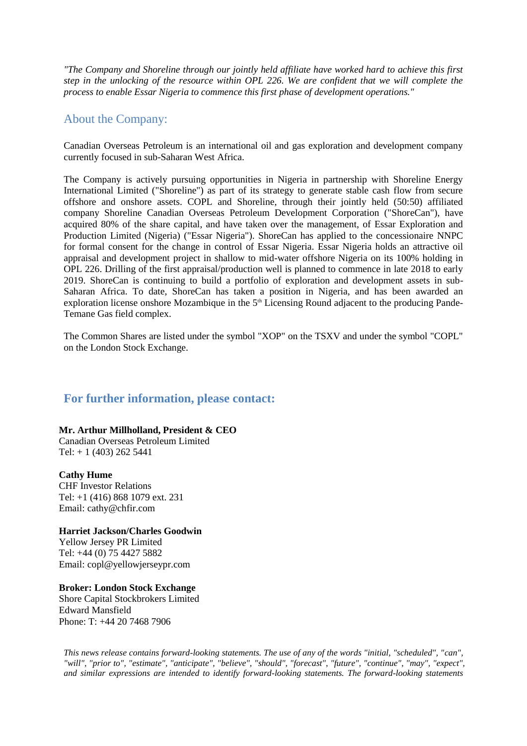*"The Company and Shoreline through our jointly held affiliate have worked hard to achieve this first step in the unlocking of the resource within OPL 226. We are confident that we will complete the process to enable Essar Nigeria to commence this first phase of development operations."*

## About the Company:

Canadian Overseas Petroleum is an international oil and gas exploration and development company currently focused in sub-Saharan West Africa.

The Company is actively pursuing opportunities in Nigeria in partnership with Shoreline Energy International Limited ("Shoreline") as part of its strategy to generate stable cash flow from secure offshore and onshore assets. COPL and Shoreline, through their jointly held (50:50) affiliated company Shoreline Canadian Overseas Petroleum Development Corporation ("ShoreCan"), have acquired 80% of the share capital, and have taken over the management, of Essar Exploration and Production Limited (Nigeria) ("Essar Nigeria"). ShoreCan has applied to the concessionaire NNPC for formal consent for the change in control of Essar Nigeria. Essar Nigeria holds an attractive oil appraisal and development project in shallow to mid-water offshore Nigeria on its 100% holding in OPL 226. Drilling of the first appraisal/production well is planned to commence in late 2018 to early 2019. ShoreCan is continuing to build a portfolio of exploration and development assets in sub-Saharan Africa. To date, ShoreCan has taken a position in Nigeria, and has been awarded an exploration license onshore Mozambique in the 5th Licensing Round adjacent to the producing Pande-Temane Gas field complex.

The Common Shares are listed under the symbol "XOP" on the TSXV and under the symbol "COPL" on the London Stock Exchange.

## For further information, please contact:

**Mr. Arthur Millholland, President & CEO**
Canadian Overseas Petroleum Limited
Tel: + 1 (403) 262 5441

**Cathy Hume**
CHF Investor Relations
Tel: +1 (416) 868 1079 ext. 231
Email: cathy@chfir.com

**Harriet Jackson/Charles Goodwin**
Yellow Jersey PR Limited
Tel: +44 (0) 75 4427 5882
Email: copl@yellowjerseypr.com

**Broker: London Stock Exchange**
Shore Capital Stockbrokers Limited
Edward Mansfield
Phone: T: +44 20 7468 7906

*This news release contains forward-looking statements. The use of any of the words "initial, "scheduled", "can", "will", "prior to", "estimate", "anticipate", "believe", "should", "forecast", "future", "continue", "may", "expect", and similar expressions are intended to identify forward-looking statements. The forward-looking statements*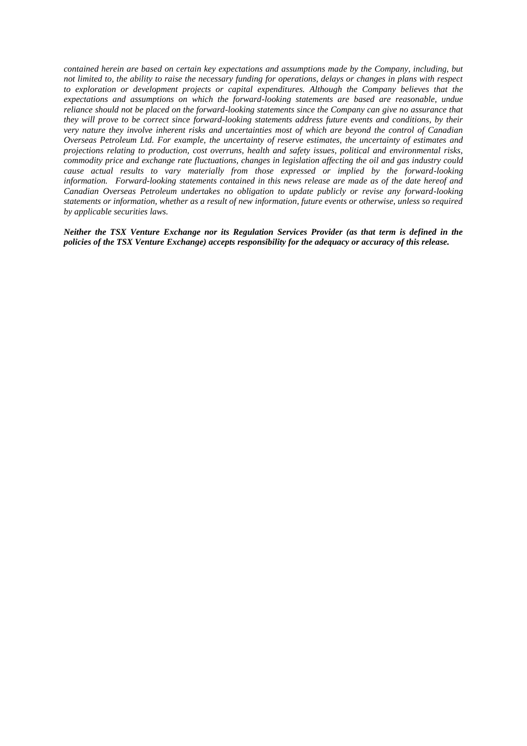*contained herein are based on certain key expectations and assumptions made by the Company, including, but not limited to, the ability to raise the necessary funding for operations, delays or changes in plans with respect to exploration or development projects or capital expenditures. Although the Company believes that the expectations and assumptions on which the forward-looking statements are based are reasonable, undue reliance should not be placed on the forward-looking statements since the Company can give no assurance that they will prove to be correct since forward-looking statements address future events and conditions, by their very nature they involve inherent risks and uncertainties most of which are beyond the control of Canadian Overseas Petroleum Ltd. For example, the uncertainty of reserve estimates, the uncertainty of estimates and projections relating to production, cost overruns, health and safety issues, political and environmental risks, commodity price and exchange rate fluctuations, changes in legislation affecting the oil and gas industry could cause actual results to vary materially from those expressed or implied by the forward-looking information. Forward-looking statements contained in this news release are made as of the date hereof and Canadian Overseas Petroleum undertakes no obligation to update publicly or revise any forward-looking statements or information, whether as a result of new information, future events or otherwise, unless so required by applicable securities laws.*

***Neither the TSX Venture Exchange nor its Regulation Services Provider (as that term is defined in the policies of the TSX Venture Exchange) accepts responsibility for the adequacy or accuracy of this release.***